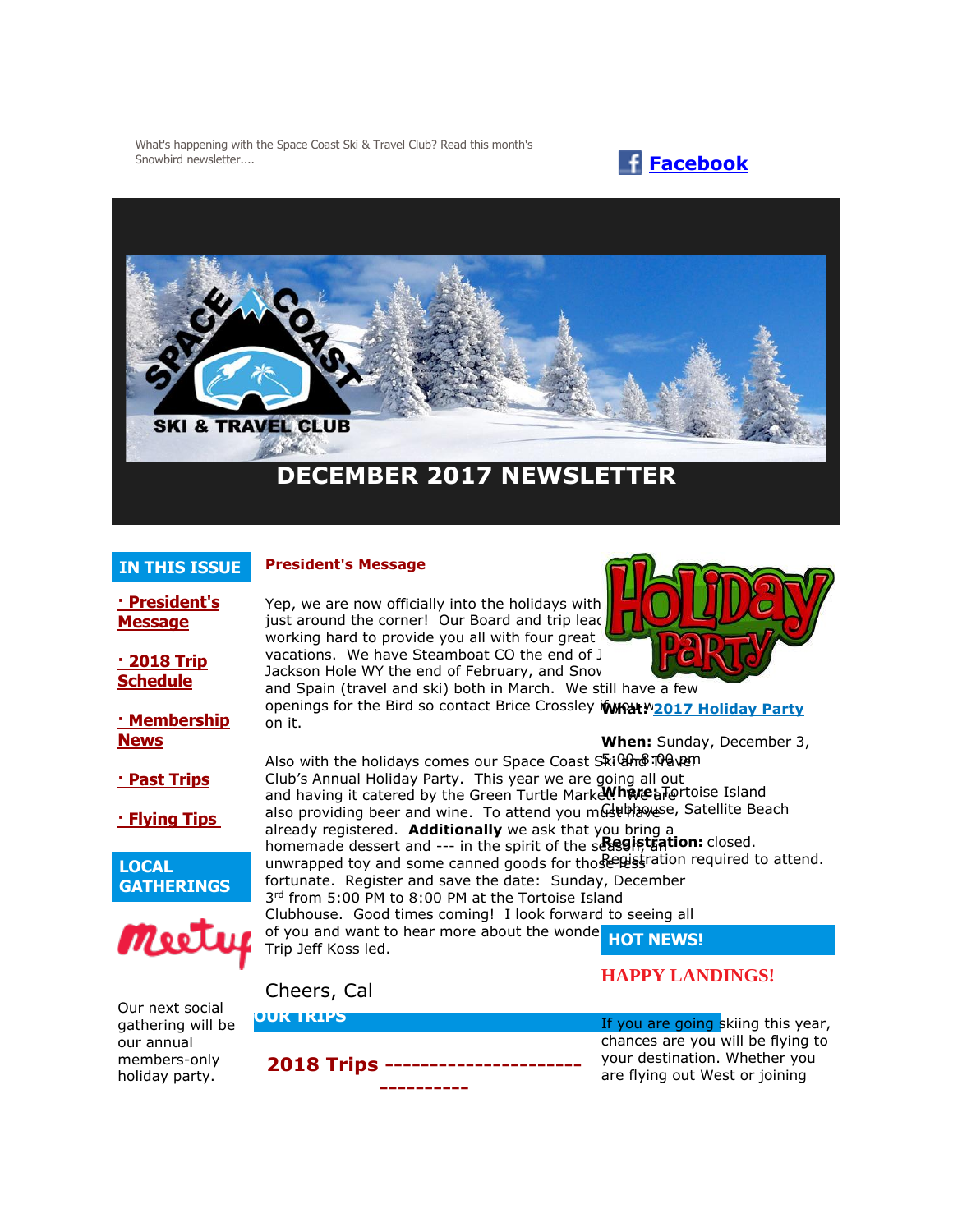What's happening with the Space Coast Ski & Travel Club? Read this month's Snowbird newsletter....

**Facebook**

# DECEMBER 2017 NEWSLETTER

## IN THIS ISSUE

- **· President's Message**
- **· 2018 Trip Schedule**
- **· Membership News**
- **· Past Trips**
- **· Flying Tips**

## LOCAL GATHERINGS

Meetup

Our next social gathering will be our annual members-only holiday party.

## President's Message

Yep, we are now officially into the holidays with just around the corner! Our Board and trip leac working hard to provide you all with four great vacations. We have Steamboat CO the end of J Jackson Hole WY the end of February, and Snov and Spain (travel and ski) both in March. We still have a few openings for the Bird so contact Brice Crossley if you w on it.

Also with the holidays comes our Space Coast Ski and Travel Club's Annual Holiday Party. This year we are going all out and having it catered by the Green Turtle Market. We are also providing beer and wine. To attend you must have already registered. **Additionally** we ask that you bring a homemade dessert and --- in the spirit of the season, an unwrapped toy and some canned goods for those less fortunate. Register and save the date: Sunday, December 3rd from 5:00 PM to 8:00 PM at the Tortoise Island Clubhouse. Good times coming! I look forward to seeing all of you and want to hear more about the wonde Trip Jeff Koss led.

Cheers, Cal

Holiday Party

**What:** 2017 Holiday Party

**When:** Sunday, December 3, 5:00-8:00 pm

**Where:** Tortoise Island Clubhouse, Satellite Beach

**Registration:** closed. Registration required to attend.

## HOT NEWS!

### HAPPY LANDINGS!

If you are going skiing this year, chances are you will be flying to your destination. Whether you are flying out West or joining

## OUR TRIPS

### 2018 Trips --------------------------------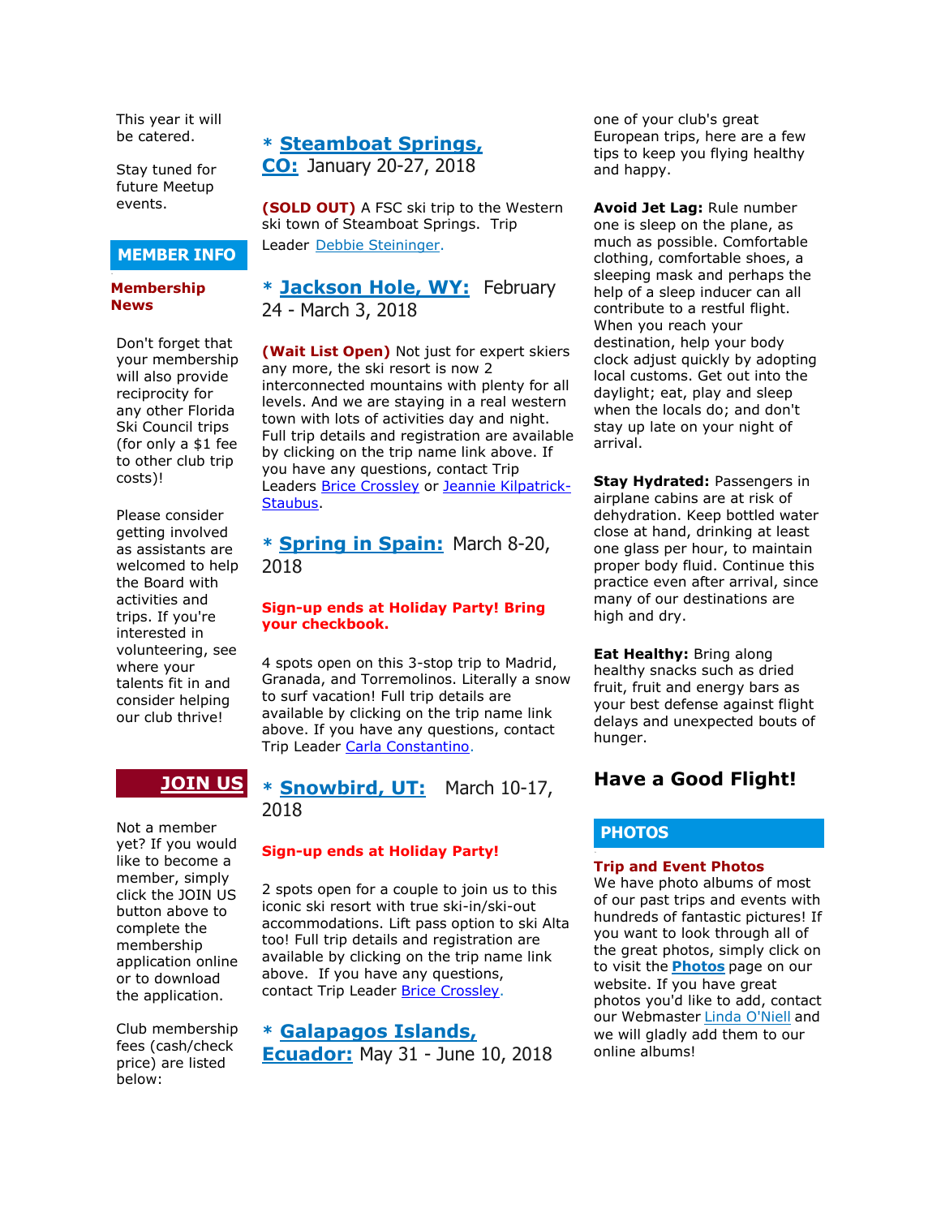This year it will be catered.

Stay tuned for future Meetup events.

## MEMBER INFO

**Membership News**

Don't forget that your membership will also provide reciprocity for any other Florida Ski Council trips (for only a $1 fee to other club trip costs)!

Please consider getting involved as assistants are welcomed to help the Board with activities and trips. If you're interested in volunteering, see where your talents fit in and consider helping our club thrive!

## JOIN US

Not a member yet? If you would like to become a member, simply click the JOIN US button above to complete the membership application online or to download the application.

Club membership fees (cash/check price) are listed below:

### * Steamboat Springs, CO: January 20-27, 2018

**(SOLD OUT)** A FSC ski trip to the Western ski town of Steamboat Springs. Trip Leader Debbie Steininger.

### * Jackson Hole, WY: February 24 - March 3, 2018

**(Wait List Open)** Not just for expert skiers any more, the ski resort is now 2 interconnected mountains with plenty for all levels. And we are staying in a real western town with lots of activities day and night. Full trip details and registration are available by clicking on the trip name link above. If you have any questions, contact Trip Leaders Brice Crossley or Jeannie Kilpatrick-Staubus.

### * Spring in Spain: March 8-20, 2018

**Sign-up ends at Holiday Party! Bring your checkbook.**

4 spots open on this 3-stop trip to Madrid, Granada, and Torremolinos. Literally a snow to surf vacation! Full trip details are available by clicking on the trip name link above. If you have any questions, contact Trip Leader Carla Constantino.

### * Snowbird, UT: March 10-17, 2018

**Sign-up ends at Holiday Party!**

2 spots open for a couple to join us to this iconic ski resort with true ski-in/ski-out accommodations. Lift pass option to ski Alta too! Full trip details and registration are available by clicking on the trip name link above. If you have any questions, contact Trip Leader Brice Crossley.

### * Galapagos Islands, Ecuador: May 31 - June 10, 2018

one of your club's great European trips, here are a few tips to keep you flying healthy and happy.

**Avoid Jet Lag:** Rule number one is sleep on the plane, as much as possible. Comfortable clothing, comfortable shoes, a sleeping mask and perhaps the help of a sleep inducer can all contribute to a restful flight. When you reach your destination, help your body clock adjust quickly by adopting local customs. Get out into the daylight; eat, play and sleep when the locals do; and don't stay up late on your night of arrival.

**Stay Hydrated:** Passengers in airplane cabins are at risk of dehydration. Keep bottled water close at hand, drinking at least one glass per hour, to maintain proper body fluid. Continue this practice even after arrival, since many of our destinations are high and dry.

**Eat Healthy:** Bring along healthy snacks such as dried fruit, fruit and energy bars as your best defense against flight delays and unexpected bouts of hunger.

### Have a Good Flight!

## PHOTOS

**Trip and Event Photos**

We have photo albums of most of our past trips and events with hundreds of fantastic pictures! If you want to look through all of the great photos, simply click on to visit the **Photos** page on our website. If you have great photos you'd like to add, contact our Webmaster Linda O'Niell and we will gladly add them to our online albums!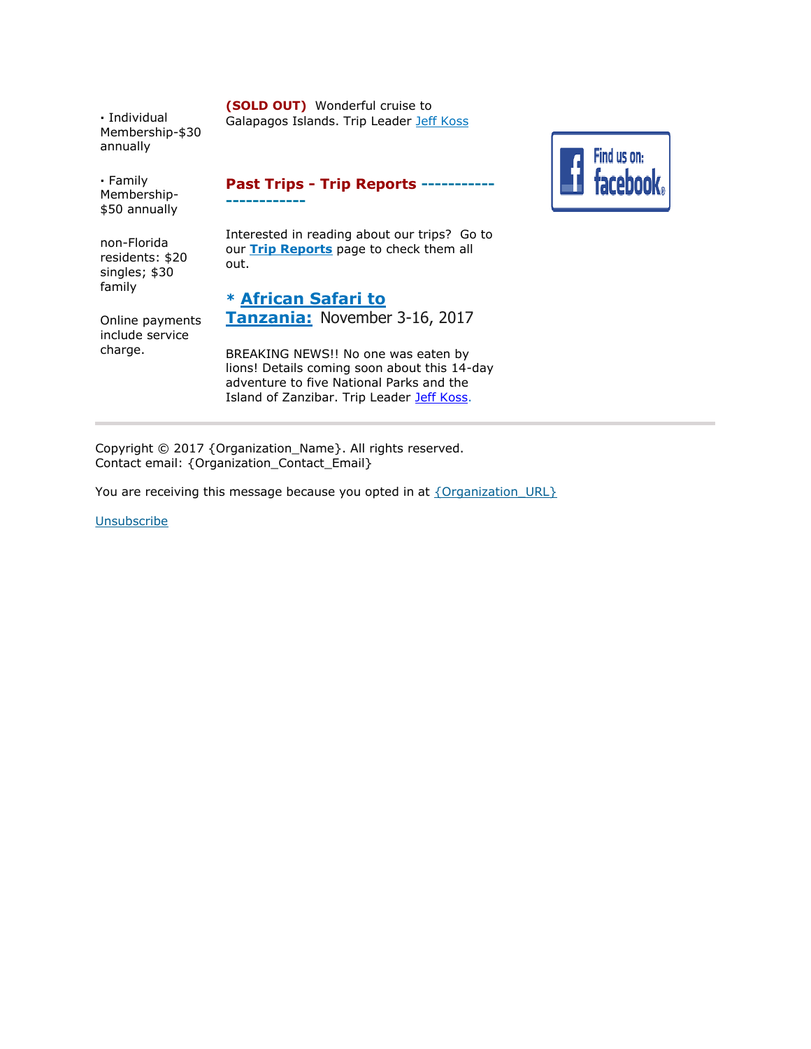· Individual Membership-$30 annually

· Family Membership-$50 annually

non-Florida residents: $20 singles; $30 family

Online payments include service charge.

**(SOLD OUT)** Wonderful cruise to Galapagos Islands. Trip Leader [Jeff Koss]

## Past Trips - Trip Reports -----------------------

Interested in reading about our trips? Go to our **[Trip Reports]** page to check them all out.

### * [African Safari to Tanzania:] November 3-16, 2017

BREAKING NEWS!! No one was eaten by lions! Details coming soon about this 14-day adventure to five National Parks and the Island of Zanzibar. Trip Leader [Jeff Koss].

Find us on: facebook

---

Copyright © 2017 {Organization_Name}. All rights reserved.
Contact email: {Organization_Contact_Email}

You are receiving this message because you opted in at {Organization_URL}

Unsubscribe